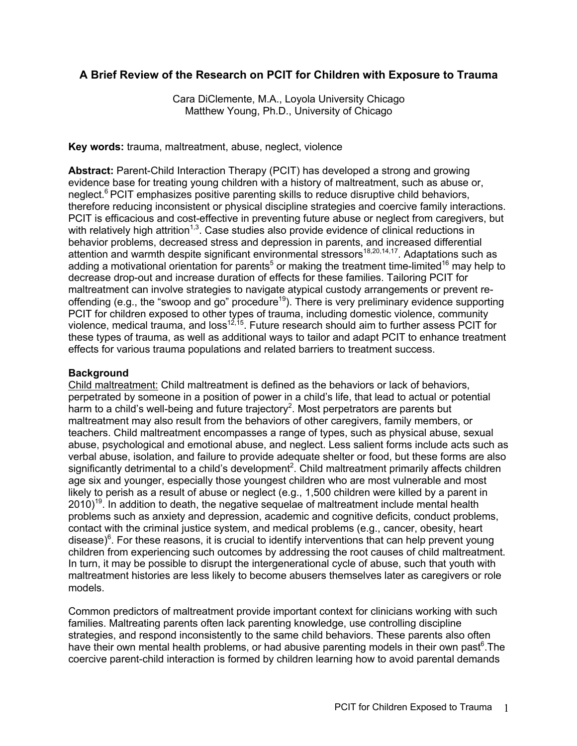# A Brief Review of the Research on PCIT for Children with Exposure to Trauma

Cara DiClemente, M.A., Loyola University Chicago
Matthew Young, Ph.D., University of Chicago

**Key words:** trauma, maltreatment, abuse, neglect, violence

**Abstract:** Parent-Child Interaction Therapy (PCIT) has developed a strong and growing evidence base for treating young children with a history of maltreatment, such as abuse or, neglect.[6] PCIT emphasizes positive parenting skills to reduce disruptive child behaviors, therefore reducing inconsistent or physical discipline strategies and coercive family interactions. PCIT is efficacious and cost-effective in preventing future abuse or neglect from caregivers, but with relatively high attrition[1,3]. Case studies also provide evidence of clinical reductions in behavior problems, decreased stress and depression in parents, and increased differential attention and warmth despite significant environmental stressors[18,20,14,17]. Adaptations such as adding a motivational orientation for parents[5] or making the treatment time-limited[16] may help to decrease drop-out and increase duration of effects for these families. Tailoring PCIT for maltreatment can involve strategies to navigate atypical custody arrangements or prevent re-offending (e.g., the "swoop and go" procedure[19]). There is very preliminary evidence supporting PCIT for children exposed to other types of trauma, including domestic violence, community violence, medical trauma, and loss[12,15]. Future research should aim to further assess PCIT for these types of trauma, as well as additional ways to tailor and adapt PCIT to enhance treatment effects for various trauma populations and related barriers to treatment success.

## Background

Child maltreatment: Child maltreatment is defined as the behaviors or lack of behaviors, perpetrated by someone in a position of power in a child's life, that lead to actual or potential harm to a child's well-being and future trajectory[2]. Most perpetrators are parents but maltreatment may also result from the behaviors of other caregivers, family members, or teachers. Child maltreatment encompasses a range of types, such as physical abuse, sexual abuse, psychological and emotional abuse, and neglect. Less salient forms include acts such as verbal abuse, isolation, and failure to provide adequate shelter or food, but these forms are also significantly detrimental to a child's development[2]. Child maltreatment primarily affects children age six and younger, especially those youngest children who are most vulnerable and most likely to perish as a result of abuse or neglect (e.g., 1,500 children were killed by a parent in 2010)[19]. In addition to death, the negative sequelae of maltreatment include mental health problems such as anxiety and depression, academic and cognitive deficits, conduct problems, contact with the criminal justice system, and medical problems (e.g., cancer, obesity, heart disease)[6]. For these reasons, it is crucial to identify interventions that can help prevent young children from experiencing such outcomes by addressing the root causes of child maltreatment. In turn, it may be possible to disrupt the intergenerational cycle of abuse, such that youth with maltreatment histories are less likely to become abusers themselves later as caregivers or role models.

Common predictors of maltreatment provide important context for clinicians working with such families. Maltreating parents often lack parenting knowledge, use controlling discipline strategies, and respond inconsistently to the same child behaviors. These parents also often have their own mental health problems, or had abusive parenting models in their own past[6].The coercive parent-child interaction is formed by children learning how to avoid parental demands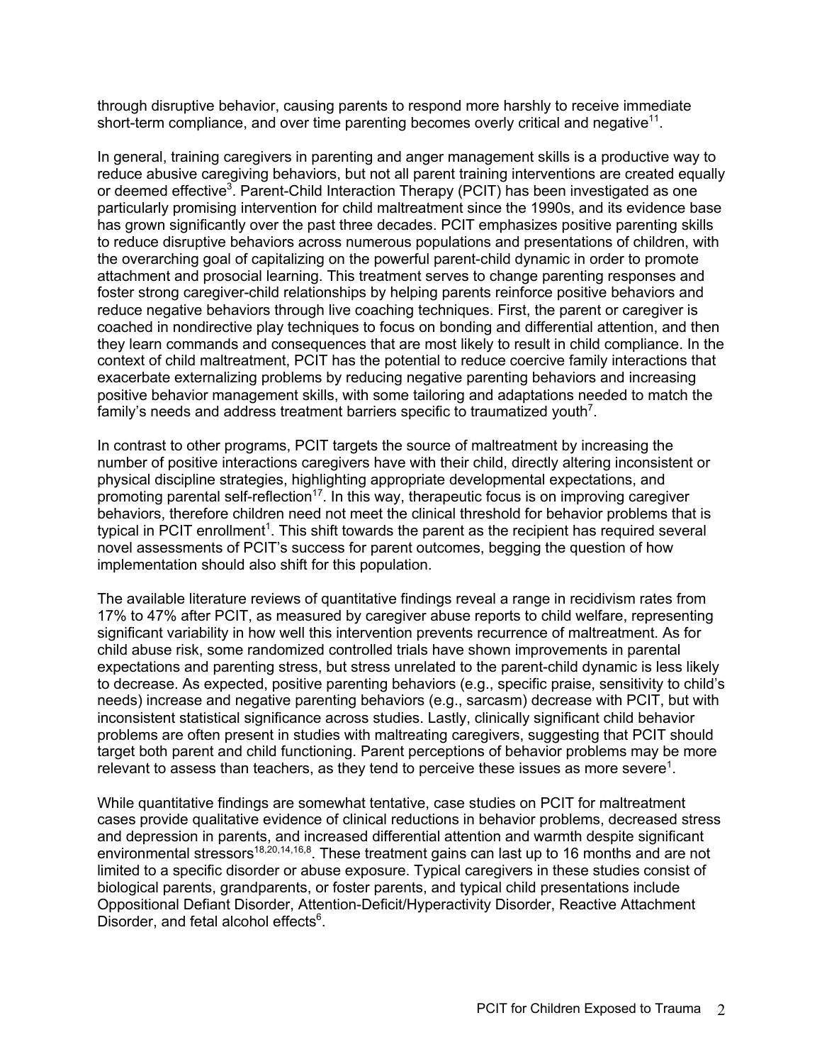through disruptive behavior, causing parents to respond more harshly to receive immediate short-term compliance, and over time parenting becomes overly critical and negative[11].

In general, training caregivers in parenting and anger management skills is a productive way to reduce abusive caregiving behaviors, but not all parent training interventions are created equally or deemed effective[3]. Parent-Child Interaction Therapy (PCIT) has been investigated as one particularly promising intervention for child maltreatment since the 1990s, and its evidence base has grown significantly over the past three decades. PCIT emphasizes positive parenting skills to reduce disruptive behaviors across numerous populations and presentations of children, with the overarching goal of capitalizing on the powerful parent-child dynamic in order to promote attachment and prosocial learning. This treatment serves to change parenting responses and foster strong caregiver-child relationships by helping parents reinforce positive behaviors and reduce negative behaviors through live coaching techniques. First, the parent or caregiver is coached in nondirective play techniques to focus on bonding and differential attention, and then they learn commands and consequences that are most likely to result in child compliance. In the context of child maltreatment, PCIT has the potential to reduce coercive family interactions that exacerbate externalizing problems by reducing negative parenting behaviors and increasing positive behavior management skills, with some tailoring and adaptations needed to match the family's needs and address treatment barriers specific to traumatized youth[7].

In contrast to other programs, PCIT targets the source of maltreatment by increasing the number of positive interactions caregivers have with their child, directly altering inconsistent or physical discipline strategies, highlighting appropriate developmental expectations, and promoting parental self-reflection[17]. In this way, therapeutic focus is on improving caregiver behaviors, therefore children need not meet the clinical threshold for behavior problems that is typical in PCIT enrollment[1]. This shift towards the parent as the recipient has required several novel assessments of PCIT's success for parent outcomes, begging the question of how implementation should also shift for this population.

The available literature reviews of quantitative findings reveal a range in recidivism rates from 17% to 47% after PCIT, as measured by caregiver abuse reports to child welfare, representing significant variability in how well this intervention prevents recurrence of maltreatment. As for child abuse risk, some randomized controlled trials have shown improvements in parental expectations and parenting stress, but stress unrelated to the parent-child dynamic is less likely to decrease. As expected, positive parenting behaviors (e.g., specific praise, sensitivity to child's needs) increase and negative parenting behaviors (e.g., sarcasm) decrease with PCIT, but with inconsistent statistical significance across studies. Lastly, clinically significant child behavior problems are often present in studies with maltreating caregivers, suggesting that PCIT should target both parent and child functioning. Parent perceptions of behavior problems may be more relevant to assess than teachers, as they tend to perceive these issues as more severe[1].

While quantitative findings are somewhat tentative, case studies on PCIT for maltreatment cases provide qualitative evidence of clinical reductions in behavior problems, decreased stress and depression in parents, and increased differential attention and warmth despite significant environmental stressors[18,20,14,16,8]. These treatment gains can last up to 16 months and are not limited to a specific disorder or abuse exposure. Typical caregivers in these studies consist of biological parents, grandparents, or foster parents, and typical child presentations include Oppositional Defiant Disorder, Attention-Deficit/Hyperactivity Disorder, Reactive Attachment Disorder, and fetal alcohol effects[6].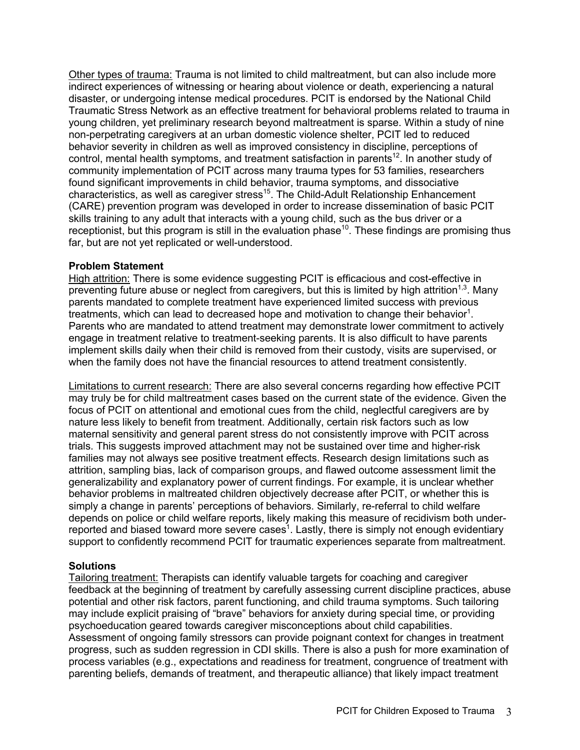Other types of trauma: Trauma is not limited to child maltreatment, but can also include more indirect experiences of witnessing or hearing about violence or death, experiencing a natural disaster, or undergoing intense medical procedures. PCIT is endorsed by the National Child Traumatic Stress Network as an effective treatment for behavioral problems related to trauma in young children, yet preliminary research beyond maltreatment is sparse. Within a study of nine non-perpetrating caregivers at an urban domestic violence shelter, PCIT led to reduced behavior severity in children as well as improved consistency in discipline, perceptions of control, mental health symptoms, and treatment satisfaction in parents[12]. In another study of community implementation of PCIT across many trauma types for 53 families, researchers found significant improvements in child behavior, trauma symptoms, and dissociative characteristics, as well as caregiver stress[15]. The Child-Adult Relationship Enhancement (CARE) prevention program was developed in order to increase dissemination of basic PCIT skills training to any adult that interacts with a young child, such as the bus driver or a receptionist, but this program is still in the evaluation phase[10]. These findings are promising thus far, but are not yet replicated or well-understood.

**Problem Statement**

High attrition: There is some evidence suggesting PCIT is efficacious and cost-effective in preventing future abuse or neglect from caregivers, but this is limited by high attrition[1,3]. Many parents mandated to complete treatment have experienced limited success with previous treatments, which can lead to decreased hope and motivation to change their behavior[1]. Parents who are mandated to attend treatment may demonstrate lower commitment to actively engage in treatment relative to treatment-seeking parents. It is also difficult to have parents implement skills daily when their child is removed from their custody, visits are supervised, or when the family does not have the financial resources to attend treatment consistently.

Limitations to current research: There are also several concerns regarding how effective PCIT may truly be for child maltreatment cases based on the current state of the evidence. Given the focus of PCIT on attentional and emotional cues from the child, neglectful caregivers are by nature less likely to benefit from treatment. Additionally, certain risk factors such as low maternal sensitivity and general parent stress do not consistently improve with PCIT across trials. This suggests improved attachment may not be sustained over time and higher-risk families may not always see positive treatment effects. Research design limitations such as attrition, sampling bias, lack of comparison groups, and flawed outcome assessment limit the generalizability and explanatory power of current findings. For example, it is unclear whether behavior problems in maltreated children objectively decrease after PCIT, or whether this is simply a change in parents' perceptions of behaviors. Similarly, re-referral to child welfare depends on police or child welfare reports, likely making this measure of recidivism both under-reported and biased toward more severe cases[1]. Lastly, there is simply not enough evidentiary support to confidently recommend PCIT for traumatic experiences separate from maltreatment.

**Solutions**

Tailoring treatment: Therapists can identify valuable targets for coaching and caregiver feedback at the beginning of treatment by carefully assessing current discipline practices, abuse potential and other risk factors, parent functioning, and child trauma symptoms. Such tailoring may include explicit praising of "brave" behaviors for anxiety during special time, or providing psychoeducation geared towards caregiver misconceptions about child capabilities. Assessment of ongoing family stressors can provide poignant context for changes in treatment progress, such as sudden regression in CDI skills. There is also a push for more examination of process variables (e.g., expectations and readiness for treatment, congruence of treatment with parenting beliefs, demands of treatment, and therapeutic alliance) that likely impact treatment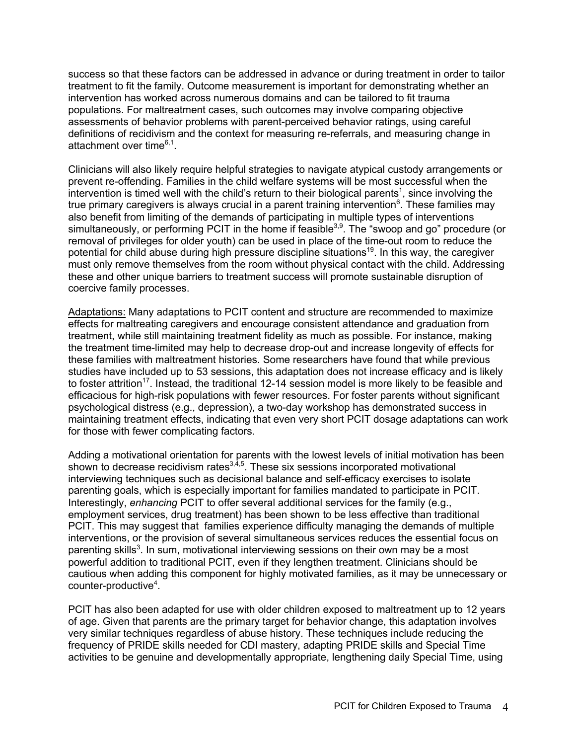success so that these factors can be addressed in advance or during treatment in order to tailor treatment to fit the family. Outcome measurement is important for demonstrating whether an intervention has worked across numerous domains and can be tailored to fit trauma populations. For maltreatment cases, such outcomes may involve comparing objective assessments of behavior problems with parent-perceived behavior ratings, using careful definitions of recidivism and the context for measuring re-referrals, and measuring change in attachment over time[6,1].

Clinicians will also likely require helpful strategies to navigate atypical custody arrangements or prevent re-offending. Families in the child welfare systems will be most successful when the intervention is timed well with the child's return to their biological parents[1], since involving the true primary caregivers is always crucial in a parent training intervention[6]. These families may also benefit from limiting of the demands of participating in multiple types of interventions simultaneously, or performing PCIT in the home if feasible[3,9]. The "swoop and go" procedure (or removal of privileges for older youth) can be used in place of the time-out room to reduce the potential for child abuse during high pressure discipline situations[19]. In this way, the caregiver must only remove themselves from the room without physical contact with the child. Addressing these and other unique barriers to treatment success will promote sustainable disruption of coercive family processes.

<u>Adaptations:</u> Many adaptations to PCIT content and structure are recommended to maximize effects for maltreating caregivers and encourage consistent attendance and graduation from treatment, while still maintaining treatment fidelity as much as possible. For instance, making the treatment time-limited may help to decrease drop-out and increase longevity of effects for these families with maltreatment histories. Some researchers have found that while previous studies have included up to 53 sessions, this adaptation does not increase efficacy and is likely to foster attrition[17]. Instead, the traditional 12-14 session model is more likely to be feasible and efficacious for high-risk populations with fewer resources. For foster parents without significant psychological distress (e.g., depression), a two-day workshop has demonstrated success in maintaining treatment effects, indicating that even very short PCIT dosage adaptations can work for those with fewer complicating factors.

Adding a motivational orientation for parents with the lowest levels of initial motivation has been shown to decrease recidivism rates[3,4,5]. These six sessions incorporated motivational interviewing techniques such as decisional balance and self-efficacy exercises to isolate parenting goals, which is especially important for families mandated to participate in PCIT. Interestingly, *enhancing* PCIT to offer several additional services for the family (e.g., employment services, drug treatment) has been shown to be less effective than traditional PCIT. This may suggest that families experience difficulty managing the demands of multiple interventions, or the provision of several simultaneous services reduces the essential focus on parenting skills[3]. In sum, motivational interviewing sessions on their own may be a most powerful addition to traditional PCIT, even if they lengthen treatment. Clinicians should be cautious when adding this component for highly motivated families, as it may be unnecessary or counter-productive[4].

PCIT has also been adapted for use with older children exposed to maltreatment up to 12 years of age. Given that parents are the primary target for behavior change, this adaptation involves very similar techniques regardless of abuse history. These techniques include reducing the frequency of PRIDE skills needed for CDI mastery, adapting PRIDE skills and Special Time activities to be genuine and developmentally appropriate, lengthening daily Special Time, using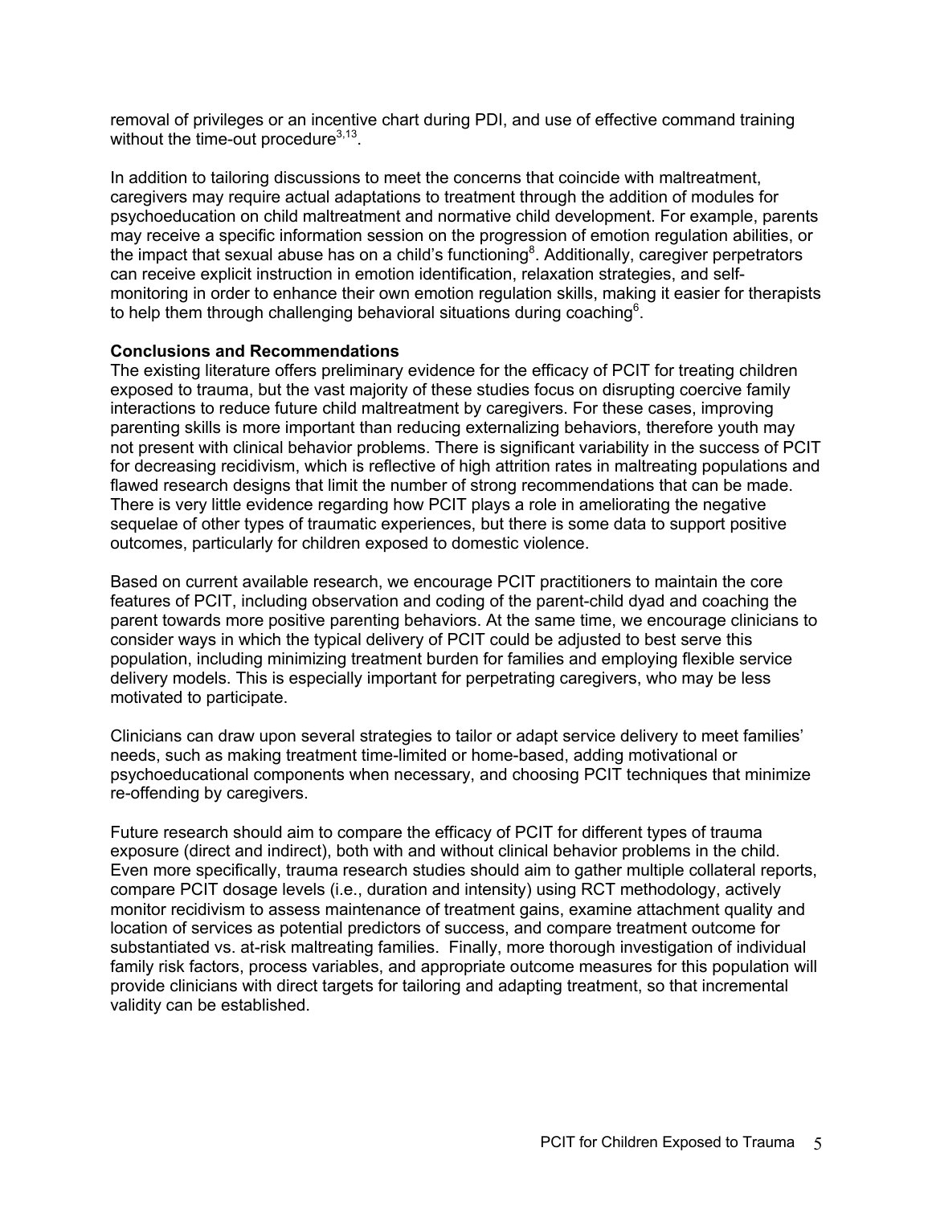removal of privileges or an incentive chart during PDI, and use of effective command training without the time-out procedure[3,13].

In addition to tailoring discussions to meet the concerns that coincide with maltreatment, caregivers may require actual adaptations to treatment through the addition of modules for psychoeducation on child maltreatment and normative child development. For example, parents may receive a specific information session on the progression of emotion regulation abilities, or the impact that sexual abuse has on a child's functioning[8]. Additionally, caregiver perpetrators can receive explicit instruction in emotion identification, relaxation strategies, and self-monitoring in order to enhance their own emotion regulation skills, making it easier for therapists to help them through challenging behavioral situations during coaching[6].

**Conclusions and Recommendations**

The existing literature offers preliminary evidence for the efficacy of PCIT for treating children exposed to trauma, but the vast majority of these studies focus on disrupting coercive family interactions to reduce future child maltreatment by caregivers. For these cases, improving parenting skills is more important than reducing externalizing behaviors, therefore youth may not present with clinical behavior problems. There is significant variability in the success of PCIT for decreasing recidivism, which is reflective of high attrition rates in maltreating populations and flawed research designs that limit the number of strong recommendations that can be made. There is very little evidence regarding how PCIT plays a role in ameliorating the negative sequelae of other types of traumatic experiences, but there is some data to support positive outcomes, particularly for children exposed to domestic violence.

Based on current available research, we encourage PCIT practitioners to maintain the core features of PCIT, including observation and coding of the parent-child dyad and coaching the parent towards more positive parenting behaviors. At the same time, we encourage clinicians to consider ways in which the typical delivery of PCIT could be adjusted to best serve this population, including minimizing treatment burden for families and employing flexible service delivery models. This is especially important for perpetrating caregivers, who may be less motivated to participate.

Clinicians can draw upon several strategies to tailor or adapt service delivery to meet families' needs, such as making treatment time-limited or home-based, adding motivational or psychoeducational components when necessary, and choosing PCIT techniques that minimize re-offending by caregivers.

Future research should aim to compare the efficacy of PCIT for different types of trauma exposure (direct and indirect), both with and without clinical behavior problems in the child. Even more specifically, trauma research studies should aim to gather multiple collateral reports, compare PCIT dosage levels (i.e., duration and intensity) using RCT methodology, actively monitor recidivism to assess maintenance of treatment gains, examine attachment quality and location of services as potential predictors of success, and compare treatment outcome for substantiated vs. at-risk maltreating families. Finally, more thorough investigation of individual family risk factors, process variables, and appropriate outcome measures for this population will provide clinicians with direct targets for tailoring and adapting treatment, so that incremental validity can be established.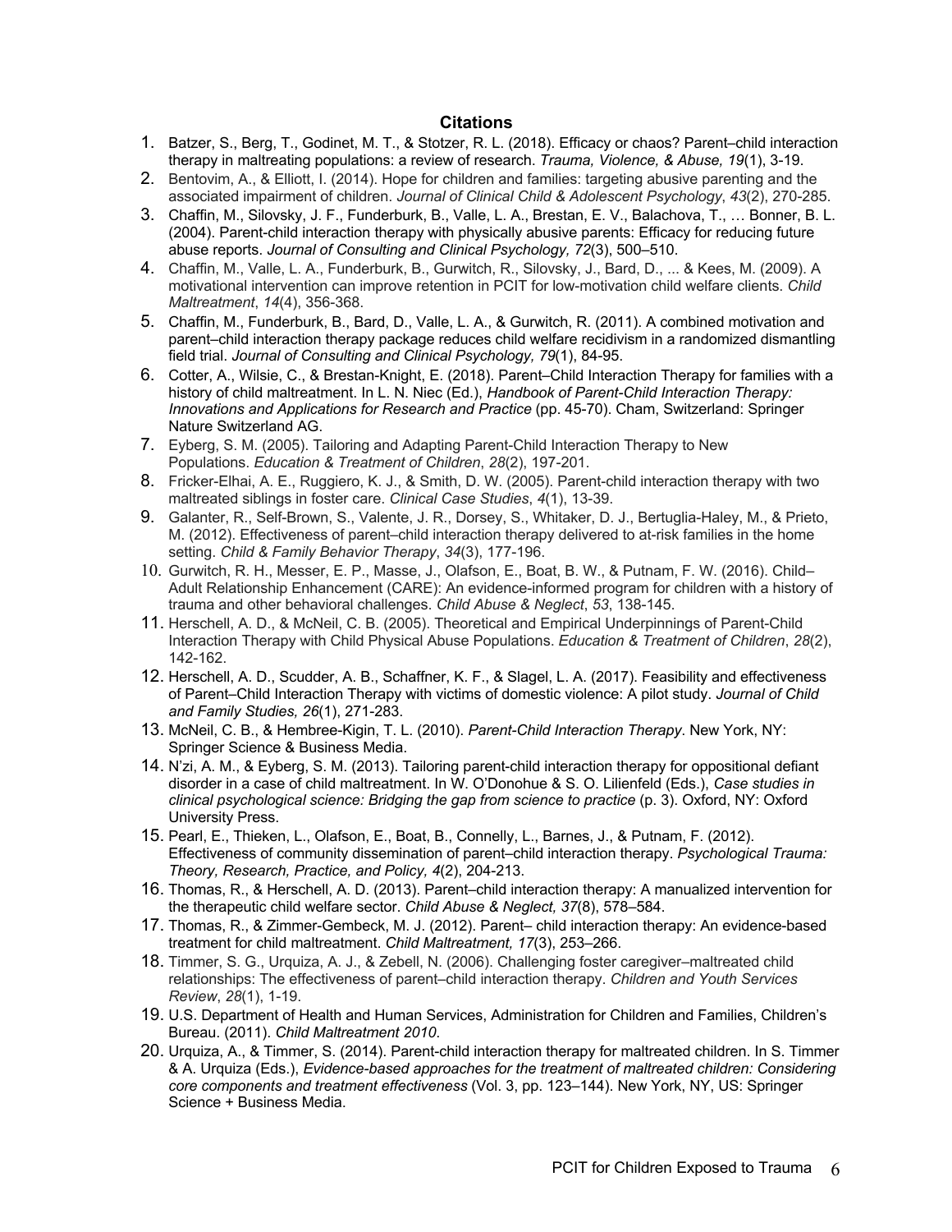## Citations

1. Batzer, S., Berg, T., Godinet, M. T., & Stotzer, R. L. (2018). Efficacy or chaos? Parent–child interaction therapy in maltreating populations: a review of research. *Trauma, Violence, & Abuse, 19*(1), 3-19.
2. Bentovim, A., & Elliott, I. (2014). Hope for children and families: targeting abusive parenting and the associated impairment of children. *Journal of Clinical Child & Adolescent Psychology*, *43*(2), 270-285.
3. Chaffin, M., Silovsky, J. F., Funderburk, B., Valle, L. A., Brestan, E. V., Balachova, T., … Bonner, B. L. (2004). Parent-child interaction therapy with physically abusive parents: Efficacy for reducing future abuse reports. *Journal of Consulting and Clinical Psychology, 72*(3), 500–510.
4. Chaffin, M., Valle, L. A., Funderburk, B., Gurwitch, R., Silovsky, J., Bard, D., ... & Kees, M. (2009). A motivational intervention can improve retention in PCIT for low-motivation child welfare clients. *Child Maltreatment*, *14*(4), 356-368.
5. Chaffin, M., Funderburk, B., Bard, D., Valle, L. A., & Gurwitch, R. (2011). A combined motivation and parent–child interaction therapy package reduces child welfare recidivism in a randomized dismantling field trial. *Journal of Consulting and Clinical Psychology, 79*(1), 84-95.
6. Cotter, A., Wilsie, C., & Brestan-Knight, E. (2018). Parent–Child Interaction Therapy for families with a history of child maltreatment. In L. N. Niec (Ed.), *Handbook of Parent-Child Interaction Therapy: Innovations and Applications for Research and Practice* (pp. 45-70). Cham, Switzerland: Springer Nature Switzerland AG.
7. Eyberg, S. M. (2005). Tailoring and Adapting Parent-Child Interaction Therapy to New Populations. *Education & Treatment of Children*, *28*(2), 197-201.
8. Fricker-Elhai, A. E., Ruggiero, K. J., & Smith, D. W. (2005). Parent-child interaction therapy with two maltreated siblings in foster care. *Clinical Case Studies*, *4*(1), 13-39.
9. Galanter, R., Self-Brown, S., Valente, J. R., Dorsey, S., Whitaker, D. J., Bertuglia-Haley, M., & Prieto, M. (2012). Effectiveness of parent–child interaction therapy delivered to at-risk families in the home setting. *Child & Family Behavior Therapy*, *34*(3), 177-196.
10. Gurwitch, R. H., Messer, E. P., Masse, J., Olafson, E., Boat, B. W., & Putnam, F. W. (2016). Child–Adult Relationship Enhancement (CARE): An evidence-informed program for children with a history of trauma and other behavioral challenges. *Child Abuse & Neglect*, *53*, 138-145.
11. Herschell, A. D., & McNeil, C. B. (2005). Theoretical and Empirical Underpinnings of Parent-Child Interaction Therapy with Child Physical Abuse Populations. *Education & Treatment of Children*, *28*(2), 142-162.
12. Herschell, A. D., Scudder, A. B., Schaffner, K. F., & Slagel, L. A. (2017). Feasibility and effectiveness of Parent–Child Interaction Therapy with victims of domestic violence: A pilot study. *Journal of Child and Family Studies, 26*(1), 271-283.
13. McNeil, C. B., & Hembree-Kigin, T. L. (2010). *Parent-Child Interaction Therapy*. New York, NY: Springer Science & Business Media.
14. N'zi, A. M., & Eyberg, S. M. (2013). Tailoring parent-child interaction therapy for oppositional defiant disorder in a case of child maltreatment. In W. O'Donohue & S. O. Lilienfeld (Eds.), *Case studies in clinical psychological science: Bridging the gap from science to practice* (p. 3). Oxford, NY: Oxford University Press.
15. Pearl, E., Thieken, L., Olafson, E., Boat, B., Connelly, L., Barnes, J., & Putnam, F. (2012). Effectiveness of community dissemination of parent–child interaction therapy. *Psychological Trauma: Theory, Research, Practice, and Policy, 4*(2), 204-213.
16. Thomas, R., & Herschell, A. D. (2013). Parent–child interaction therapy: A manualized intervention for the therapeutic child welfare sector. *Child Abuse & Neglect, 37*(8), 578–584.
17. Thomas, R., & Zimmer-Gembeck, M. J. (2012). Parent– child interaction therapy: An evidence-based treatment for child maltreatment. *Child Maltreatment, 17*(3), 253–266.
18. Timmer, S. G., Urquiza, A. J., & Zebell, N. (2006). Challenging foster caregiver–maltreated child relationships: The effectiveness of parent–child interaction therapy. *Children and Youth Services Review*, *28*(1), 1-19.
19. U.S. Department of Health and Human Services, Administration for Children and Families, Children's Bureau. (2011). *Child Maltreatment 2010*.
20. Urquiza, A., & Timmer, S. (2014). Parent-child interaction therapy for maltreated children. In S. Timmer & A. Urquiza (Eds.), *Evidence-based approaches for the treatment of maltreated children: Considering core components and treatment effectiveness* (Vol. 3, pp. 123–144). New York, NY, US: Springer Science + Business Media.